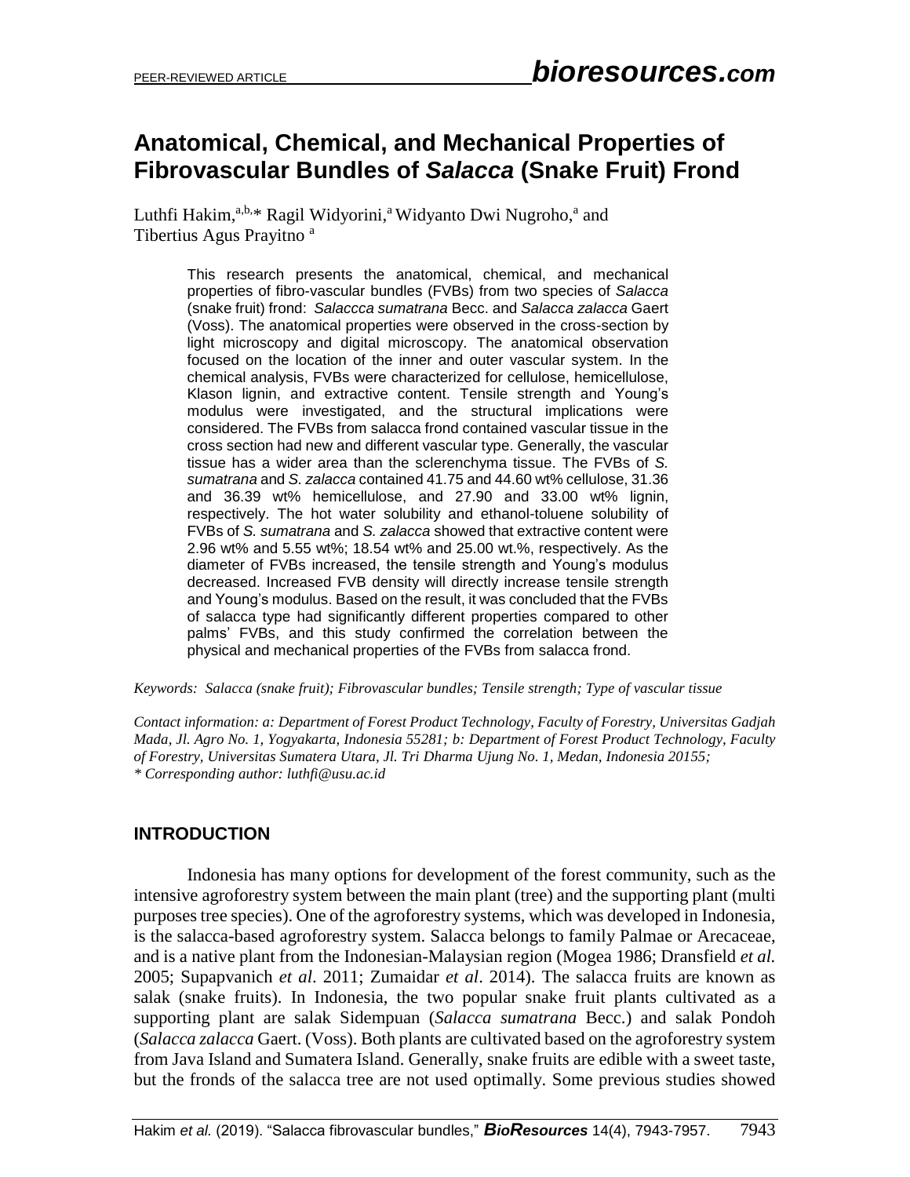# Anatomical, Chemical, and Mechanical Properties of Fibrovascular Bundles of *Salacca* (Snake Fruit) Frond

Luthfi Hakim,[a,b,]* Ragil Widyorini,[a] Widyanto Dwi Nugroho,[a] and Tibertius Agus Prayitno [a]

This research presents the anatomical, chemical, and mechanical properties of fibro-vascular bundles (FVBs) from two species of *Salacca* (snake fruit) frond: *Salaccca sumatrana* Becc. and *Salacca zalacca* Gaert (Voss). The anatomical properties were observed in the cross-section by light microscopy and digital microscopy. The anatomical observation focused on the location of the inner and outer vascular system. In the chemical analysis, FVBs were characterized for cellulose, hemicellulose, Klason lignin, and extractive content. Tensile strength and Young's modulus were investigated, and the structural implications were considered. The FVBs from salacca frond contained vascular tissue in the cross section had new and different vascular type. Generally, the vascular tissue has a wider area than the sclerenchyma tissue. The FVBs of *S. sumatrana* and *S. zalacca* contained 41.75 and 44.60 wt% cellulose, 31.36 and 36.39 wt% hemicellulose, and 27.90 and 33.00 wt% lignin, respectively. The hot water solubility and ethanol-toluene solubility of FVBs of *S. sumatrana* and *S. zalacca* showed that extractive content were 2.96 wt% and 5.55 wt%; 18.54 wt% and 25.00 wt.%, respectively. As the diameter of FVBs increased, the tensile strength and Young's modulus decreased. Increased FVB density will directly increase tensile strength and Young's modulus. Based on the result, it was concluded that the FVBs of salacca type had significantly different properties compared to other palms' FVBs, and this study confirmed the correlation between the physical and mechanical properties of the FVBs from salacca frond.

*Keywords: Salacca (snake fruit); Fibrovascular bundles; Tensile strength; Type of vascular tissue*

*Contact information: a: Department of Forest Product Technology, Faculty of Forestry, Universitas Gadjah Mada, Jl. Agro No. 1, Yogyakarta, Indonesia 55281; b: Department of Forest Product Technology, Faculty of Forestry, Universitas Sumatera Utara, Jl. Tri Dharma Ujung No. 1, Medan, Indonesia 20155; \* Corresponding author: luthfi@usu.ac.id*

## INTRODUCTION

Indonesia has many options for development of the forest community, such as the intensive agroforestry system between the main plant (tree) and the supporting plant (multi purposes tree species). One of the agroforestry systems, which was developed in Indonesia, is the salacca-based agroforestry system. Salacca belongs to family Palmae or Arecaceae, and is a native plant from the Indonesian-Malaysian region (Mogea 1986; Dransfield *et al.* 2005; Supapvanich *et al*. 2011; Zumaidar *et al*. 2014). The salacca fruits are known as salak (snake fruits). In Indonesia, the two popular snake fruit plants cultivated as a supporting plant are salak Sidempuan (*Salacca sumatrana* Becc.) and salak Pondoh (*Salacca zalacca* Gaert. (Voss). Both plants are cultivated based on the agroforestry system from Java Island and Sumatera Island. Generally, snake fruits are edible with a sweet taste, but the fronds of the salacca tree are not used optimally. Some previous studies showed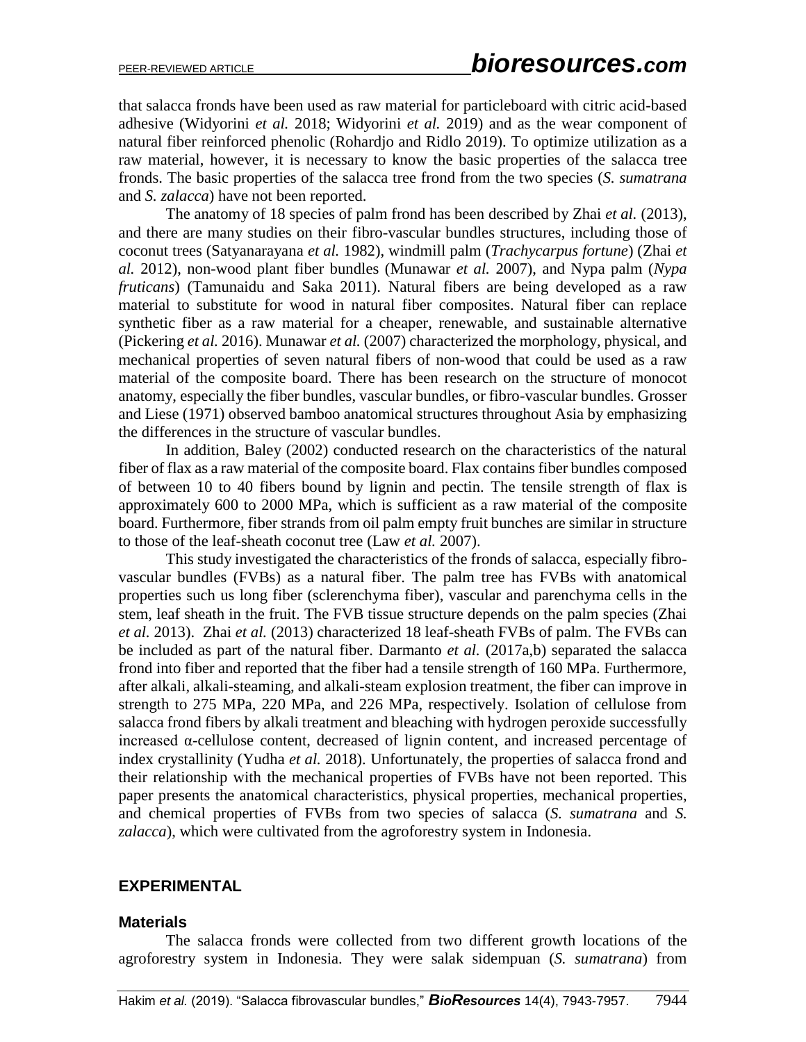that salacca fronds have been used as raw material for particleboard with citric acid-based adhesive (Widyorini *et al.* 2018; Widyorini *et al.* 2019) and as the wear component of natural fiber reinforced phenolic (Rohardjo and Ridlo 2019). To optimize utilization as a raw material, however, it is necessary to know the basic properties of the salacca tree fronds. The basic properties of the salacca tree frond from the two species (*S. sumatrana* and *S. zalacca*) have not been reported.

The anatomy of 18 species of palm frond has been described by Zhai *et al.* (2013), and there are many studies on their fibro-vascular bundles structures, including those of coconut trees (Satyanarayana *et al.* 1982), windmill palm (*Trachycarpus fortune*) (Zhai *et al.* 2012), non-wood plant fiber bundles (Munawar *et al.* 2007), and Nypa palm (*Nypa fruticans*) (Tamunaidu and Saka 2011). Natural fibers are being developed as a raw material to substitute for wood in natural fiber composites. Natural fiber can replace synthetic fiber as a raw material for a cheaper, renewable, and sustainable alternative (Pickering *et al.* 2016). Munawar *et al.* (2007) characterized the morphology, physical, and mechanical properties of seven natural fibers of non-wood that could be used as a raw material of the composite board. There has been research on the structure of monocot anatomy, especially the fiber bundles, vascular bundles, or fibro-vascular bundles. Grosser and Liese (1971) observed bamboo anatomical structures throughout Asia by emphasizing the differences in the structure of vascular bundles.

In addition, Baley (2002) conducted research on the characteristics of the natural fiber of flax as a raw material of the composite board. Flax contains fiber bundles composed of between 10 to 40 fibers bound by lignin and pectin. The tensile strength of flax is approximately 600 to 2000 MPa, which is sufficient as a raw material of the composite board. Furthermore, fiber strands from oil palm empty fruit bunches are similar in structure to those of the leaf-sheath coconut tree (Law *et al.* 2007).

This study investigated the characteristics of the fronds of salacca, especially fibro-vascular bundles (FVBs) as a natural fiber. The palm tree has FVBs with anatomical properties such us long fiber (sclerenchyma fiber), vascular and parenchyma cells in the stem, leaf sheath in the fruit. The FVB tissue structure depends on the palm species (Zhai *et al.* 2013). Zhai *et al.* (2013) characterized 18 leaf-sheath FVBs of palm. The FVBs can be included as part of the natural fiber. Darmanto *et al.* (2017a,b) separated the salacca frond into fiber and reported that the fiber had a tensile strength of 160 MPa. Furthermore, after alkali, alkali-steaming, and alkali-steam explosion treatment, the fiber can improve in strength to 275 MPa, 220 MPa, and 226 MPa, respectively. Isolation of cellulose from salacca frond fibers by alkali treatment and bleaching with hydrogen peroxide successfully increased α-cellulose content, decreased of lignin content, and increased percentage of index crystallinity (Yudha *et al.* 2018). Unfortunately, the properties of salacca frond and their relationship with the mechanical properties of FVBs have not been reported. This paper presents the anatomical characteristics, physical properties, mechanical properties, and chemical properties of FVBs from two species of salacca (*S. sumatrana* and *S. zalacca*), which were cultivated from the agroforestry system in Indonesia.

## EXPERIMENTAL

### Materials

The salacca fronds were collected from two different growth locations of the agroforestry system in Indonesia. They were salak sidempuan (*S. sumatrana*) from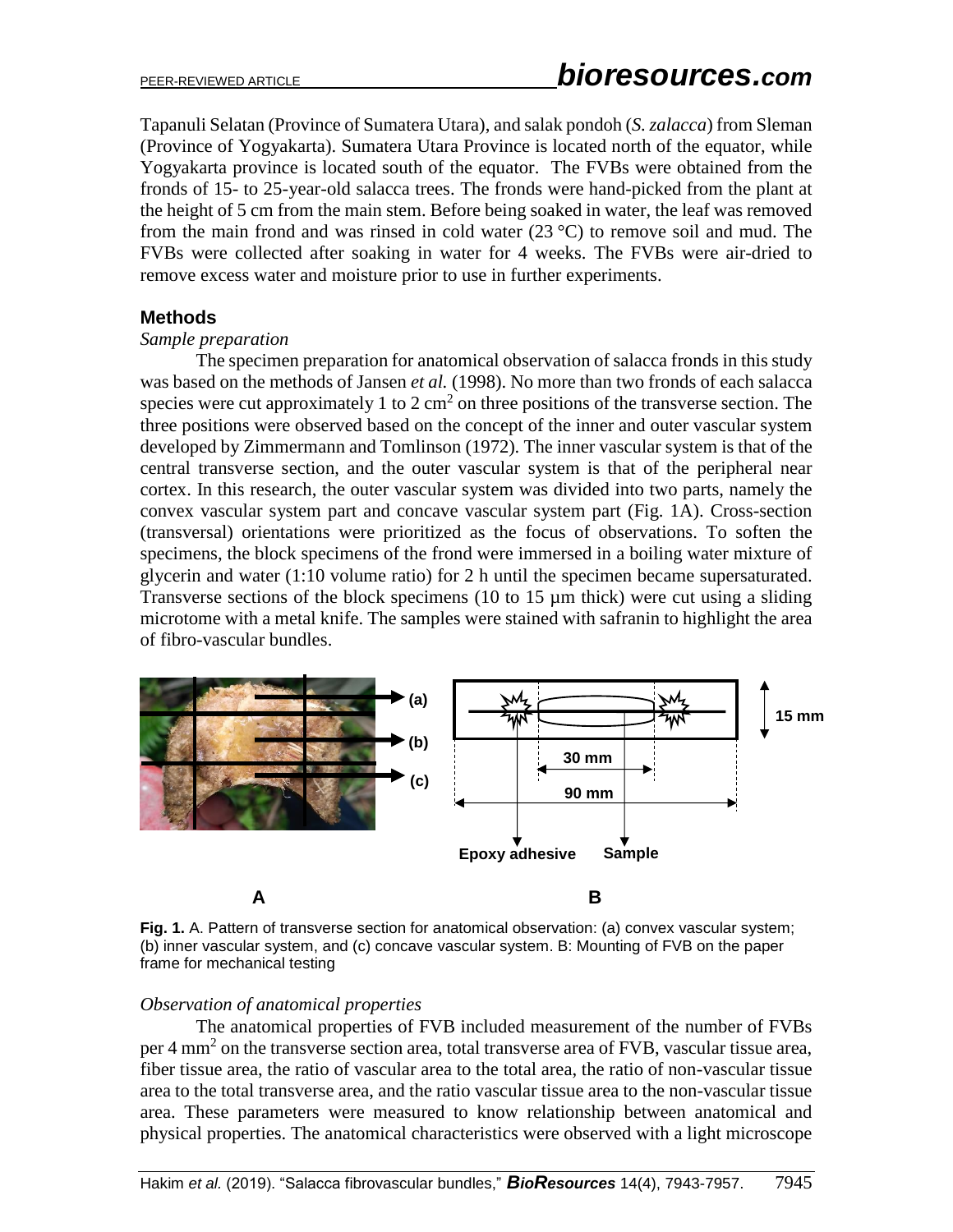Tapanuli Selatan (Province of Sumatera Utara), and salak pondoh (*S. zalacca*) from Sleman (Province of Yogyakarta). Sumatera Utara Province is located north of the equator, while Yogyakarta province is located south of the equator. The FVBs were obtained from the fronds of 15- to 25-year-old salacca trees. The fronds were hand-picked from the plant at the height of 5 cm from the main stem. Before being soaked in water, the leaf was removed from the main frond and was rinsed in cold water (23 °C) to remove soil and mud. The FVBs were collected after soaking in water for 4 weeks. The FVBs were air-dried to remove excess water and moisture prior to use in further experiments.

## Methods

*Sample preparation*

The specimen preparation for anatomical observation of salacca fronds in this study was based on the methods of Jansen *et al.* (1998). No more than two fronds of each salacca species were cut approximately 1 to 2 cm$^2$ on three positions of the transverse section. The three positions were observed based on the concept of the inner and outer vascular system developed by Zimmermann and Tomlinson (1972). The inner vascular system is that of the central transverse section, and the outer vascular system is that of the peripheral near cortex. In this research, the outer vascular system was divided into two parts, namely the convex vascular system part and concave vascular system part (Fig. 1A). Cross-section (transversal) orientations were prioritized as the focus of observations. To soften the specimens, the block specimens of the frond were immersed in a boiling water mixture of glycerin and water (1:10 volume ratio) for 2 h until the specimen became supersaturated. Transverse sections of the block specimens (10 to 15 µm thick) were cut using a sliding microtome with a metal knife. The samples were stained with safranin to highlight the area of fibro-vascular bundles.

**Fig. 1.** A. Pattern of transverse section for anatomical observation: (a) convex vascular system; (b) inner vascular system, and (c) concave vascular system. B: Mounting of FVB on the paper frame for mechanical testing

*Observation of anatomical properties*

The anatomical properties of FVB included measurement of the number of FVBs per 4 mm$^2$ on the transverse section area, total transverse area of FVB, vascular tissue area, fiber tissue area, the ratio of vascular area to the total area, the ratio of non-vascular tissue area to the total transverse area, and the ratio vascular tissue area to the non-vascular tissue area. These parameters were measured to know relationship between anatomical and physical properties. The anatomical characteristics were observed with a light microscope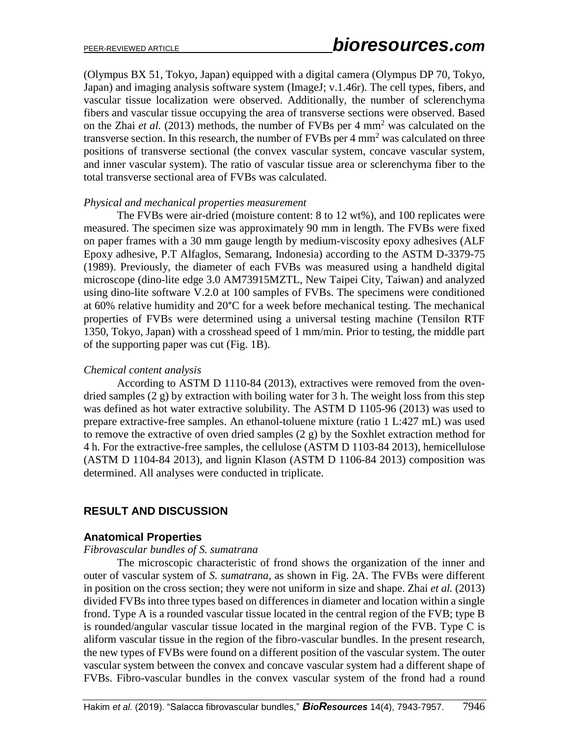(Olympus BX 51, Tokyo, Japan) equipped with a digital camera (Olympus DP 70, Tokyo, Japan) and imaging analysis software system (ImageJ; v.1.46r). The cell types, fibers, and vascular tissue localization were observed. Additionally, the number of sclerenchyma fibers and vascular tissue occupying the area of transverse sections were observed. Based on the Zhai *et al.* (2013) methods, the number of FVBs per 4 mm$^2$ was calculated on the transverse section. In this research, the number of FVBs per 4 mm$^2$ was calculated on three positions of transverse sectional (the convex vascular system, concave vascular system, and inner vascular system). The ratio of vascular tissue area or sclerenchyma fiber to the total transverse sectional area of FVBs was calculated.

*Physical and mechanical properties measurement*

The FVBs were air-dried (moisture content: 8 to 12 wt%), and 100 replicates were measured. The specimen size was approximately 90 mm in length. The FVBs were fixed on paper frames with a 30 mm gauge length by medium-viscosity epoxy adhesives (ALF Epoxy adhesive, P.T Alfaglos, Semarang, Indonesia) according to the ASTM D-3379-75 (1989). Previously, the diameter of each FVBs was measured using a handheld digital microscope (dino-lite edge 3.0 AM73915MZTL, New Taipei City, Taiwan) and analyzed using dino-lite software V.2.0 at 100 samples of FVBs. The specimens were conditioned at 60% relative humidity and 20°C for a week before mechanical testing. The mechanical properties of FVBs were determined using a universal testing machine (Tensilon RTF 1350, Tokyo, Japan) with a crosshead speed of 1 mm/min. Prior to testing, the middle part of the supporting paper was cut (Fig. 1B).

*Chemical content analysis*

According to ASTM D 1110-84 (2013), extractives were removed from the oven-dried samples (2 g) by extraction with boiling water for 3 h. The weight loss from this step was defined as hot water extractive solubility. The ASTM D 1105-96 (2013) was used to prepare extractive-free samples. An ethanol-toluene mixture (ratio 1 L:427 mL) was used to remove the extractive of oven dried samples (2 g) by the Soxhlet extraction method for 4 h. For the extractive-free samples, the cellulose (ASTM D 1103-84 2013), hemicellulose (ASTM D 1104-84 2013), and lignin Klason (ASTM D 1106-84 2013) composition was determined. All analyses were conducted in triplicate.

## RESULT AND DISCUSSION

### Anatomical Properties

*Fibrovascular bundles of S. sumatrana*

The microscopic characteristic of frond shows the organization of the inner and outer of vascular system of *S. sumatrana*, as shown in Fig. 2A. The FVBs were different in position on the cross section; they were not uniform in size and shape. Zhai *et al.* (2013) divided FVBs into three types based on differences in diameter and location within a single frond. Type A is a rounded vascular tissue located in the central region of the FVB; type B is rounded/angular vascular tissue located in the marginal region of the FVB. Type C is aliform vascular tissue in the region of the fibro-vascular bundles. In the present research, the new types of FVBs were found on a different position of the vascular system. The outer vascular system between the convex and concave vascular system had a different shape of FVBs. Fibro-vascular bundles in the convex vascular system of the frond had a round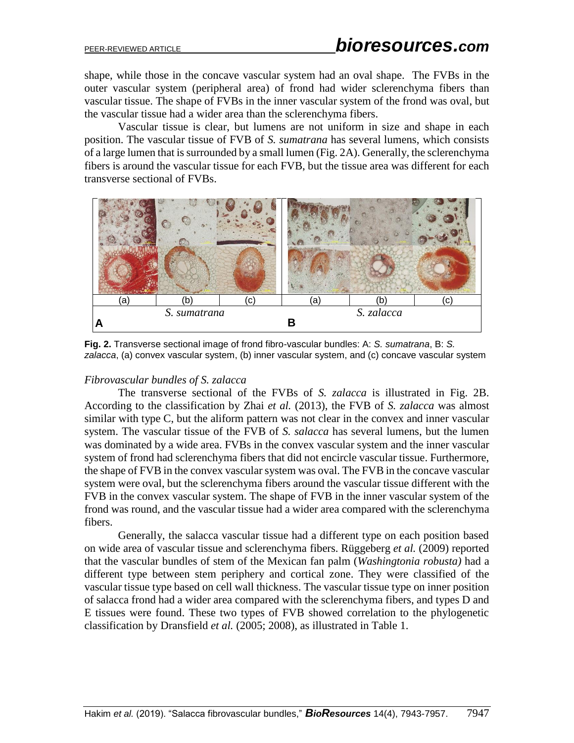shape, while those in the concave vascular system had an oval shape. The FVBs in the outer vascular system (peripheral area) of frond had wider sclerenchyma fibers than vascular tissue. The shape of FVBs in the inner vascular system of the frond was oval, but the vascular tissue had a wider area than the sclerenchyma fibers.

Vascular tissue is clear, but lumens are not uniform in size and shape in each position. The vascular tissue of FVB of *S. sumatrana* has several lumens, which consists of a large lumen that is surrounded by a small lumen (Fig. 2A). Generally, the sclerenchyma fibers is around the vascular tissue for each FVB, but the tissue area was different for each transverse sectional of FVBs.

| (a) | (b) | (c) | (a) | (b) | (c) |
|---|---|---|---|---|---|
| | *S. sumatrana* | | | *S. zalacca* | |
| **A** | | | **B** | | |

**Fig. 2.** Transverse sectional image of frond fibro-vascular bundles: A: *S. sumatrana*, B: *S. zalacca*, (a) convex vascular system, (b) inner vascular system, and (c) concave vascular system

*Fibrovascular bundles of S. zalacca*

The transverse sectional of the FVBs of *S. zalacca* is illustrated in Fig. 2B. According to the classification by Zhai *et al.* (2013), the FVB of *S. zalacca* was almost similar with type C, but the aliform pattern was not clear in the convex and inner vascular system. The vascular tissue of the FVB of *S. salacca* has several lumens, but the lumen was dominated by a wide area. FVBs in the convex vascular system and the inner vascular system of frond had sclerenchyma fibers that did not encircle vascular tissue. Furthermore, the shape of FVB in the convex vascular system was oval. The FVB in the concave vascular system were oval, but the sclerenchyma fibers around the vascular tissue different with the FVB in the convex vascular system. The shape of FVB in the inner vascular system of the frond was round, and the vascular tissue had a wider area compared with the sclerenchyma fibers.

Generally, the salacca vascular tissue had a different type on each position based on wide area of vascular tissue and sclerenchyma fibers. Rüggeberg *et al.* (2009) reported that the vascular bundles of stem of the Mexican fan palm (*Washingtonia robusta)* had a different type between stem periphery and cortical zone. They were classified of the vascular tissue type based on cell wall thickness. The vascular tissue type on inner position of salacca frond had a wider area compared with the sclerenchyma fibers, and types D and E tissues were found. These two types of FVB showed correlation to the phylogenetic classification by Dransfield *et al.* (2005; 2008), as illustrated in Table 1.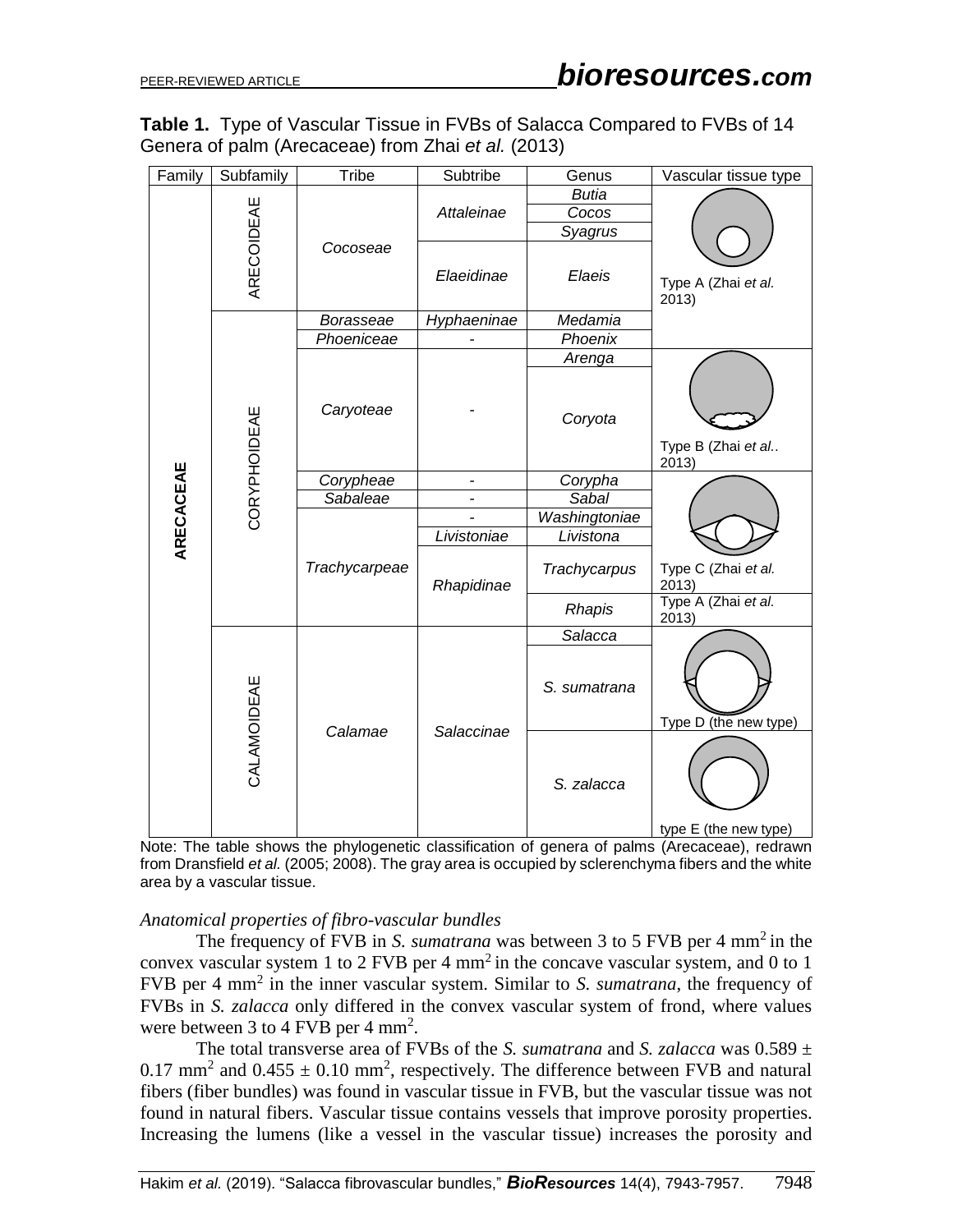**Table 1.** Type of Vascular Tissue in FVBs of Salacca Compared to FVBs of 14 Genera of palm (Arecaceae) from Zhai *et al.* (2013)

| Family | Subfamily | Tribe | Subtribe | Genus | Vascular tissue type |
|---|---|---|---|---|---|
| **ARECACEAE** | ARECOIDEAE | *Cocoseae* | *Attaleinae* | *Butia* | Type A (Zhai *et al.* 2013) |
| | | | | *Cocos* | |
| | | | | *Syagrus* | |
| | | | *Elaeidinae* | *Elaeis* | |
| | CORYPHOIDEAE | *Borasseae* | *Hyphaeninae* | *Medamia* | |
| | | *Phoeniceae* | - | *Phoenix* | |
| | | *Caryoteae* | - | *Arenga* | Type B (Zhai *et al.*. 2013) |
| | | | | *Coryota* | |
| | | *Corypheae* | - | *Corypha* | Type C (Zhai *et al.* 2013) |
| | | *Sabaleae* | - | *Sabal* | |
| | | *Trachycarpeae* | - | *Washingtoniae* | |
| | | | *Livistoniae* | *Livistona* | |
| | | | *Rhapidinae* | *Trachycarpus* | |
| | | | | *Rhapis* | Type A (Zhai *et al.* 2013) |
| | CALAMOIDEAE | *Calamae* | *Salaccinae* | *Salacca* | |
| | | | | *S. sumatrana* | Type D (the new type) |
| | | | | *S. zalacca* | type E (the new type) |

Note: The table shows the phylogenetic classification of genera of palms (Arecaceae), redrawn from Dransfield *et al.* (2005; 2008). The gray area is occupied by sclerenchyma fibers and the white area by a vascular tissue.

*Anatomical properties of fibro-vascular bundles*

The frequency of FVB in *S. sumatrana* was between 3 to 5 FVB per 4 $mm^2$ in the convex vascular system 1 to 2 FVB per 4 $mm^2$ in the concave vascular system, and 0 to 1 FVB per 4 $mm^2$ in the inner vascular system. Similar to *S. sumatrana*, the frequency of FVBs in *S. zalacca* only differed in the convex vascular system of frond, where values were between 3 to 4 FVB per 4 $mm^2$.

The total transverse area of FVBs of the *S. sumatrana* and *S. zalacca* was $0.589 \pm 0.17$ $mm^2$ and $0.455 \pm 0.10$ $mm^2$, respectively. The difference between FVB and natural fibers (fiber bundles) was found in vascular tissue in FVB, but the vascular tissue was not found in natural fibers. Vascular tissue contains vessels that improve porosity properties. Increasing the lumens (like a vessel in the vascular tissue) increases the porosity and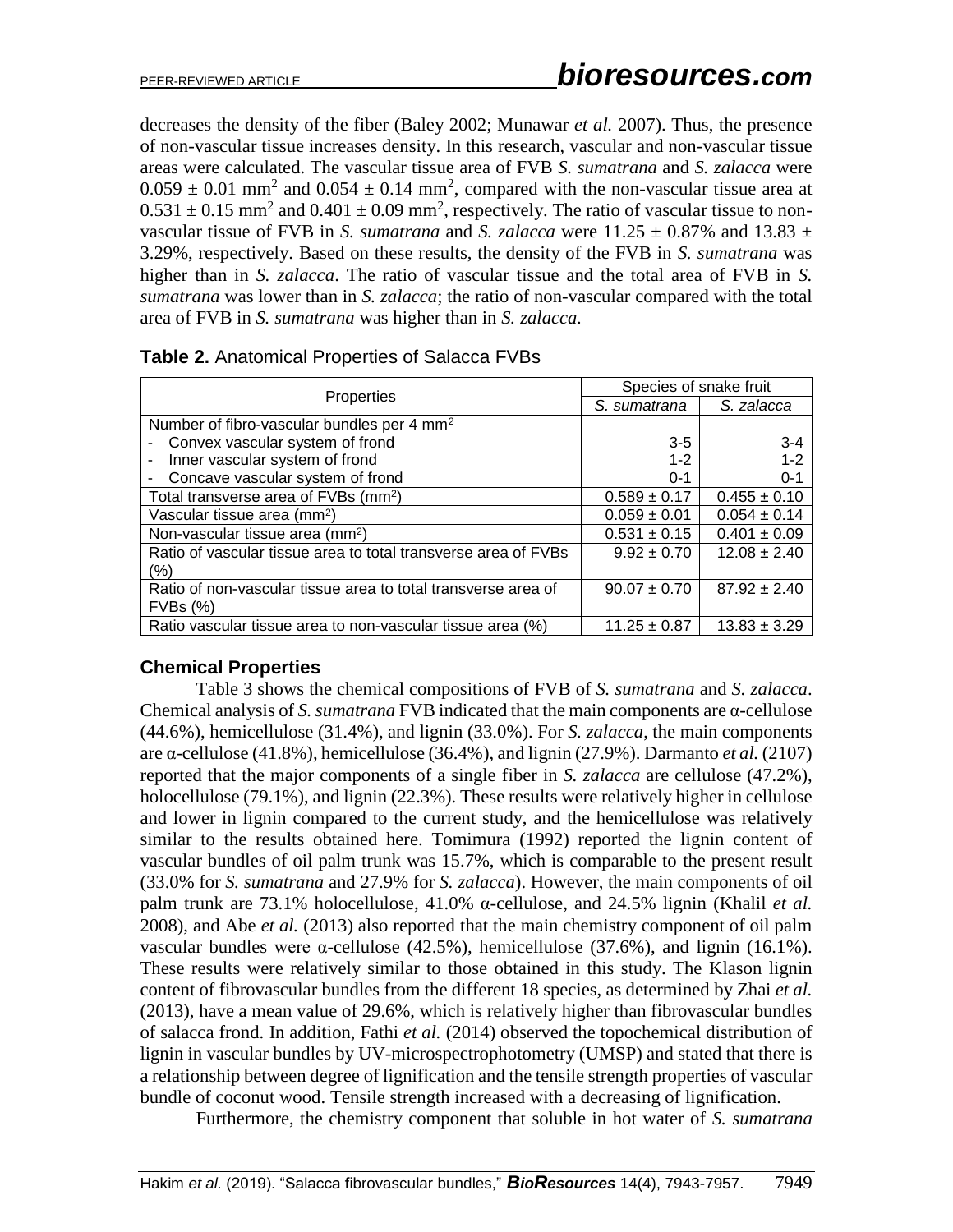decreases the density of the fiber (Baley 2002; Munawar *et al.* 2007). Thus, the presence of non-vascular tissue increases density. In this research, vascular and non-vascular tissue areas were calculated. The vascular tissue area of FVB *S. sumatrana* and *S. zalacca* were $0.059 \pm 0.01$ mm$^2$ and $0.054 \pm 0.14$ mm$^2$, compared with the non-vascular tissue area at $0.531 \pm 0.15$ mm$^2$ and $0.401 \pm 0.09$ mm$^2$, respectively. The ratio of vascular tissue to non-vascular tissue of FVB in *S. sumatrana* and *S. zalacca* were $11.25 \pm 0.87$% and $13.83 \pm 3.29$%, respectively. Based on these results, the density of the FVB in *S. sumatrana* was higher than in *S. zalacca*. The ratio of vascular tissue and the total area of FVB in *S. sumatrana* was lower than in *S. zalacca*; the ratio of non-vascular compared with the total area of FVB in *S. sumatrana* was higher than in *S. zalacca*.

**Table 2.** Anatomical Properties of Salacca FVBs

| Properties | Species of snake fruit | |
|---|---|---|
| | *S. sumatrana* | *S. zalacca* |
| Number of fibro-vascular bundles per 4 mm$^2$ | | |
| - Convex vascular system of frond | 3-5 | 3-4 |
| - Inner vascular system of frond | 1-2 | 1-2 |
| - Concave vascular system of frond | 0-1 | 0-1 |
| Total transverse area of FVBs (mm$^2$) | $0.589 \pm 0.17$ | $0.455 \pm 0.10$ |
| Vascular tissue area (mm$^2$) | $0.059 \pm 0.01$ | $0.054 \pm 0.14$ |
| Non-vascular tissue area (mm$^2$) | $0.531 \pm 0.15$ | $0.401 \pm 0.09$ |
| Ratio of vascular tissue area to total transverse area of FVBs (%) | $9.92 \pm 0.70$ | $12.08 \pm 2.40$ |
| Ratio of non-vascular tissue area to total transverse area of FVBs (%) | $90.07 \pm 0.70$ | $87.92 \pm 2.40$ |
| Ratio vascular tissue area to non-vascular tissue area (%) | $11.25 \pm 0.87$ | $13.83 \pm 3.29$ |

### Chemical Properties

Table 3 shows the chemical compositions of FVB of *S. sumatrana* and *S. zalacca*. Chemical analysis of *S. sumatrana* FVB indicated that the main components are α-cellulose (44.6%), hemicellulose (31.4%), and lignin (33.0%). For *S. zalacca*, the main components are α-cellulose (41.8%), hemicellulose (36.4%), and lignin (27.9%). Darmanto *et al.* (2107) reported that the major components of a single fiber in *S. zalacca* are cellulose (47.2%), holocellulose (79.1%), and lignin (22.3%). These results were relatively higher in cellulose and lower in lignin compared to the current study, and the hemicellulose was relatively similar to the results obtained here. Tomimura (1992) reported the lignin content of vascular bundles of oil palm trunk was 15.7%, which is comparable to the present result (33.0% for *S. sumatrana* and 27.9% for *S. zalacca*). However, the main components of oil palm trunk are 73.1% holocellulose, 41.0% α-cellulose, and 24.5% lignin (Khalil *et al.* 2008), and Abe *et al.* (2013) also reported that the main chemistry component of oil palm vascular bundles were α-cellulose (42.5%), hemicellulose (37.6%), and lignin (16.1%). These results were relatively similar to those obtained in this study. The Klason lignin content of fibrovascular bundles from the different 18 species, as determined by Zhai *et al.* (2013), have a mean value of 29.6%, which is relatively higher than fibrovascular bundles of salacca frond. In addition, Fathi *et al.* (2014) observed the topochemical distribution of lignin in vascular bundles by UV-microspectrophotometry (UMSP) and stated that there is a relationship between degree of lignification and the tensile strength properties of vascular bundle of coconut wood. Tensile strength increased with a decreasing of lignification.

Furthermore, the chemistry component that soluble in hot water of *S. sumatrana*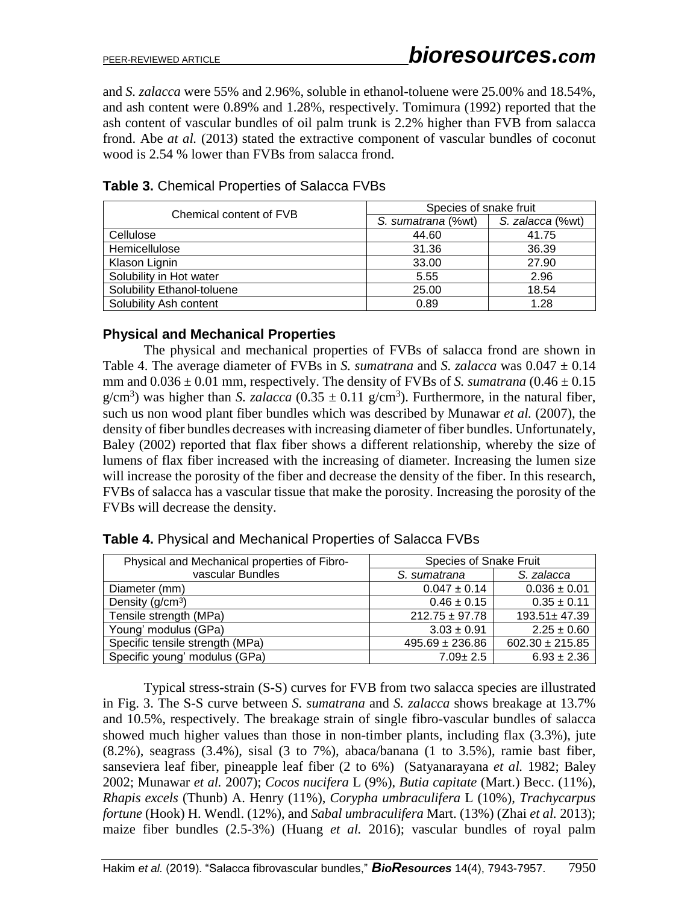and *S. zalacca* were 55% and 2.96%, soluble in ethanol-toluene were 25.00% and 18.54%, and ash content were 0.89% and 1.28%, respectively. Tomimura (1992) reported that the ash content of vascular bundles of oil palm trunk is 2.2% higher than FVB from salacca frond. Abe *at al.* (2013) stated the extractive component of vascular bundles of coconut wood is 2.54 % lower than FVBs from salacca frond.

**Table 3.** Chemical Properties of Salacca FVBs

| Chemical content of FVB | Species of snake fruit | |
|---|---|---|
| | *S. sumatrana* (%wt) | *S. zalacca* (%wt) |
| Cellulose | 44.60 | 41.75 |
| Hemicellulose | 31.36 | 36.39 |
| Klason Lignin | 33.00 | 27.90 |
| Solubility in Hot water | 5.55 | 2.96 |
| Solubility Ethanol-toluene | 25.00 | 18.54 |
| Solubility Ash content | 0.89 | 1.28 |

### Physical and Mechanical Properties

The physical and mechanical properties of FVBs of salacca frond are shown in Table 4. The average diameter of FVBs in *S. sumatrana* and *S. zalacca* was 0.047 ± 0.14 mm and 0.036 ± 0.01 mm, respectively. The density of FVBs of *S. sumatrana* (0.46 ± 0.15 g/cm$^3$) was higher than *S. zalacca* (0.35 ± 0.11 g/cm$^3$). Furthermore, in the natural fiber, such us non wood plant fiber bundles which was described by Munawar *et al.* (2007), the density of fiber bundles decreases with increasing diameter of fiber bundles. Unfortunately, Baley (2002) reported that flax fiber shows a different relationship, whereby the size of lumens of flax fiber increased with the increasing of diameter. Increasing the lumen size will increase the porosity of the fiber and decrease the density of the fiber. In this research, FVBs of salacca has a vascular tissue that make the porosity. Increasing the porosity of the FVBs will decrease the density.

**Table 4.** Physical and Mechanical Properties of Salacca FVBs

| Physical and Mechanical properties of Fibro-vascular Bundles | Species of Snake Fruit | |
|---|---|---|
| | *S. sumatrana* | *S. zalacca* |
| Diameter (mm) | 0.047 ± 0.14 | 0.036 ± 0.01 |
| Density (g/cm$^3$) | 0.46 ± 0.15 | 0.35 ± 0.11 |
| Tensile strength (MPa) | 212.75 ± 97.78 | 193.51± 47.39 |
| Young' modulus (GPa) | 3.03 ± 0.91 | 2.25 ± 0.60 |
| Specific tensile strength (MPa) | 495.69 ± 236.86 | 602.30 ± 215.85 |
| Specific young' modulus (GPa) | 7.09± 2.5 | 6.93 ± 2.36 |

Typical stress-strain (S-S) curves for FVB from two salacca species are illustrated in Fig. 3. The S-S curve between *S. sumatrana* and *S. zalacca* shows breakage at 13.7% and 10.5%, respectively. The breakage strain of single fibro-vascular bundles of salacca showed much higher values than those in non-timber plants, including flax (3.3%), jute (8.2%), seagrass (3.4%), sisal (3 to 7%), abaca/banana (1 to 3.5%), ramie bast fiber, sanseviera leaf fiber, pineapple leaf fiber (2 to 6%) (Satyanarayana *et al.* 1982; Baley 2002; Munawar *et al.* 2007); *Cocos nucifera* L (9%), *Butia capitate* (Mart.) Becc. (11%), *Rhapis excels* (Thunb) A. Henry (11%), *Corypha umbraculifera* L (10%), *Trachycarpus fortune* (Hook) H. Wendl. (12%), and *Sabal umbraculifera* Mart. (13%) (Zhai *et al.* 2013); maize fiber bundles (2.5-3%) (Huang *et al.* 2016); vascular bundles of royal palm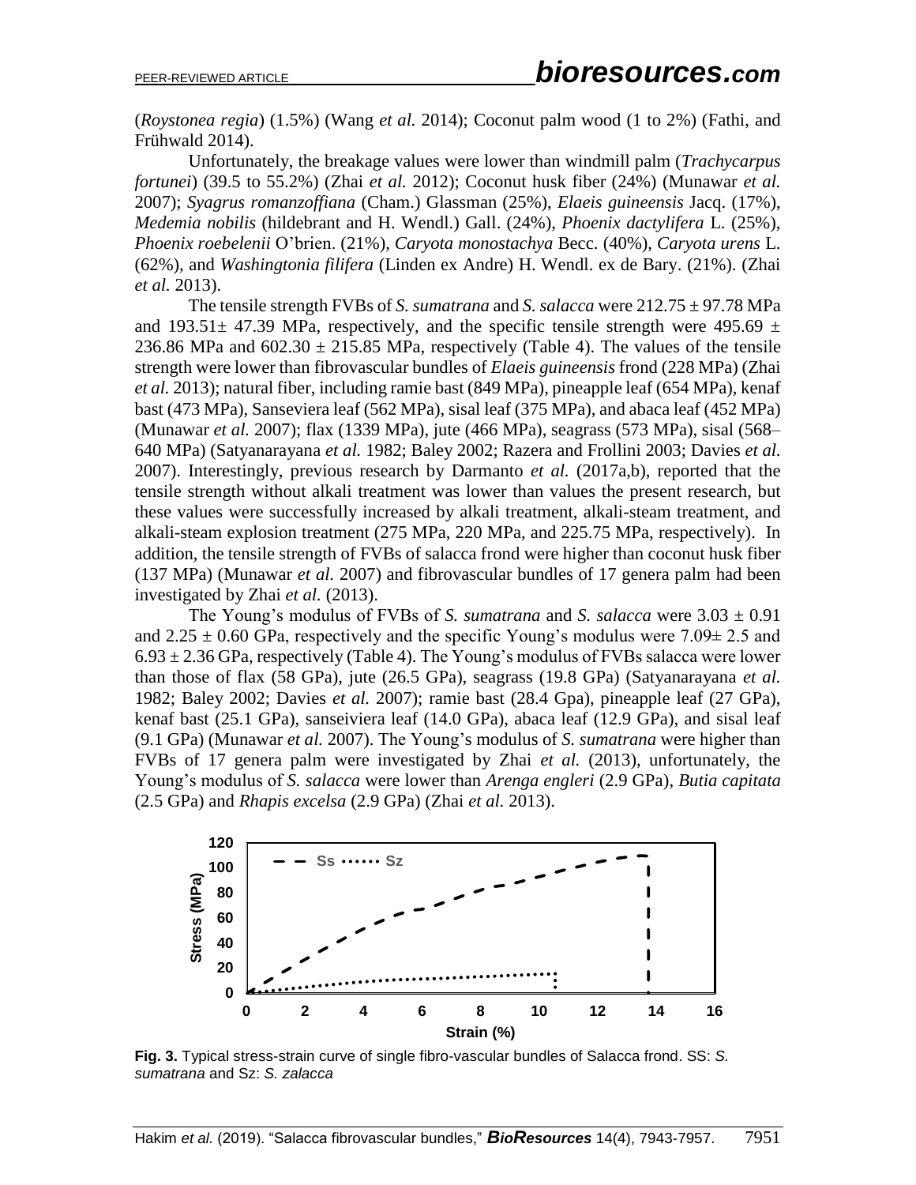(*Roystonea regia*) (1.5%) (Wang *et al.* 2014); Coconut palm wood (1 to 2%) (Fathi, and Frühwald 2014).

Unfortunately, the breakage values were lower than windmill palm (*Trachycarpus fortunei*) (39.5 to 55.2%) (Zhai *et al.* 2012); Coconut husk fiber (24%) (Munawar *et al.* 2007); *Syagrus romanzoffiana* (Cham.) Glassman (25%), *Elaeis guineensis* Jacq. (17%), *Medemia nobilis* (hildebrant and H. Wendl.) Gall. (24%), *Phoenix dactylifera* L. (25%), *Phoenix roebelenii* O'brien. (21%), *Caryota monostachya* Becc. (40%), *Caryota urens* L. (62%), and *Washingtonia filifera* (Linden ex Andre) H. Wendl. ex de Bary. (21%). (Zhai *et al.* 2013).

The tensile strength FVBs of *S. sumatrana* and *S. salacca* were 212.75 ± 97.78 MPa and 193.51± 47.39 MPa, respectively, and the specific tensile strength were 495.69 ± 236.86 MPa and 602.30 ± 215.85 MPa, respectively (Table 4). The values of the tensile strength were lower than fibrovascular bundles of *Elaeis guineensis* frond (228 MPa) (Zhai *et al.* 2013); natural fiber, including ramie bast (849 MPa), pineapple leaf (654 MPa), kenaf bast (473 MPa), Sanseviera leaf (562 MPa), sisal leaf (375 MPa), and abaca leaf (452 MPa) (Munawar *et al.* 2007); flax (1339 MPa), jute (466 MPa), seagrass (573 MPa), sisal (568–640 MPa) (Satyanarayana *et al.* 1982; Baley 2002; Razera and Frollini 2003; Davies *et al.* 2007). Interestingly, previous research by Darmanto *et al.* (2017a,b), reported that the tensile strength without alkali treatment was lower than values the present research, but these values were successfully increased by alkali treatment, alkali-steam treatment, and alkali-steam explosion treatment (275 MPa, 220 MPa, and 225.75 MPa, respectively). In addition, the tensile strength of FVBs of salacca frond were higher than coconut husk fiber (137 MPa) (Munawar *et al.* 2007) and fibrovascular bundles of 17 genera palm had been investigated by Zhai *et al.* (2013).

The Young's modulus of FVBs of *S. sumatrana* and *S. salacca* were 3.03 ± 0.91 and 2.25 ± 0.60 GPa, respectively and the specific Young's modulus were 7.09± 2.5 and 6.93 ± 2.36 GPa, respectively (Table 4). The Young's modulus of FVBs salacca were lower than those of flax (58 GPa), jute (26.5 GPa), seagrass (19.8 GPa) (Satyanarayana *et al.* 1982; Baley 2002; Davies *et al.* 2007); ramie bast (28.4 Gpa), pineapple leaf (27 GPa), kenaf bast (25.1 GPa), sanseiviera leaf (14.0 GPa), abaca leaf (12.9 GPa), and sisal leaf (9.1 GPa) (Munawar *et al.* 2007). The Young's modulus of *S. sumatrana* were higher than FVBs of 17 genera palm were investigated by Zhai *et al.* (2013), unfortunately, the Young's modulus of *S. salacca* were lower than *Arenga engleri* (2.9 GPa), *Butia capitata* (2.5 GPa) and *Rhapis excelsa* (2.9 GPa) (Zhai *et al.* 2013).

**Fig. 3.** Typical stress-strain curve of single fibro-vascular bundles of Salacca frond. SS: *S. sumatrana* and Sz: *S. zalacca*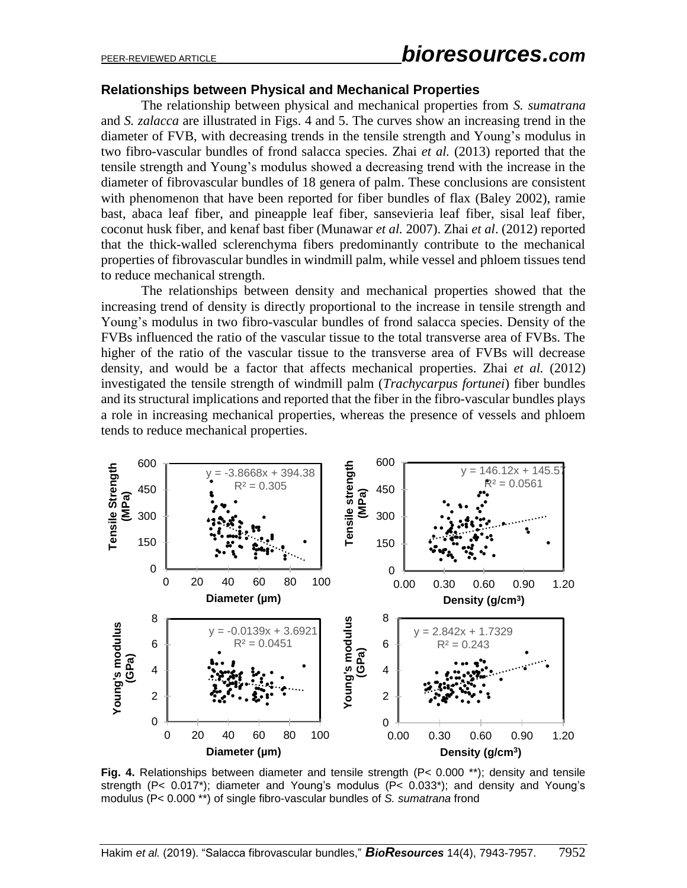### Relationships between Physical and Mechanical Properties

The relationship between physical and mechanical properties from *S. sumatrana* and *S. zalacca* are illustrated in Figs. 4 and 5. The curves show an increasing trend in the diameter of FVB, with decreasing trends in the tensile strength and Young's modulus in two fibro-vascular bundles of frond salacca species. Zhai *et al.* (2013) reported that the tensile strength and Young's modulus showed a decreasing trend with the increase in the diameter of fibrovascular bundles of 18 genera of palm. These conclusions are consistent with phenomenon that have been reported for fiber bundles of flax (Baley 2002), ramie bast, abaca leaf fiber, and pineapple leaf fiber, sansevieria leaf fiber, sisal leaf fiber, coconut husk fiber, and kenaf bast fiber (Munawar *et al.* 2007). Zhai *et al*. (2012) reported that the thick-walled sclerenchyma fibers predominantly contribute to the mechanical properties of fibrovascular bundles in windmill palm, while vessel and phloem tissues tend to reduce mechanical strength.

The relationships between density and mechanical properties showed that the increasing trend of density is directly proportional to the increase in tensile strength and Young's modulus in two fibro-vascular bundles of frond salacca species. Density of the FVBs influenced the ratio of the vascular tissue to the total transverse area of FVBs. The higher of the ratio of the vascular tissue to the transverse area of FVBs will decrease density, and would be a factor that affects mechanical properties. Zhai *et al.* (2012) investigated the tensile strength of windmill palm (*Trachycarpus fortunei*) fiber bundles and its structural implications and reported that the fiber in the fibro-vascular bundles plays a role in increasing mechanical properties, whereas the presence of vessels and phloem tends to reduce mechanical properties.

**Fig. 4.** Relationships between diameter and tensile strength (P< 0.000 **); density and tensile strength (P< 0.017*); diameter and Young's modulus (P< 0.033*); and density and Young's modulus (P< 0.000 **) of single fibro-vascular bundles of *S. sumatrana* frond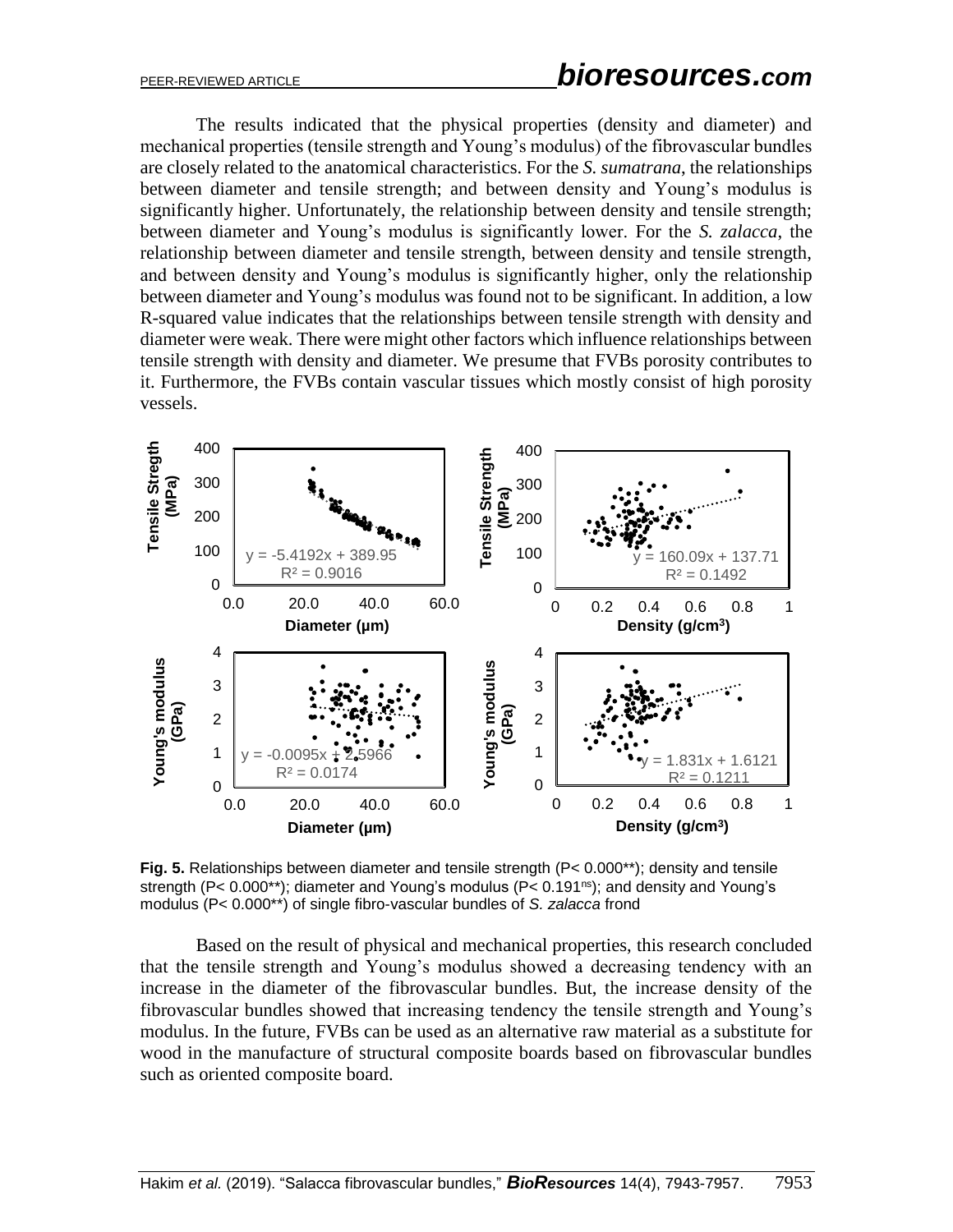The results indicated that the physical properties (density and diameter) and mechanical properties (tensile strength and Young's modulus) of the fibrovascular bundles are closely related to the anatomical characteristics. For the *S. sumatrana*, the relationships between diameter and tensile strength; and between density and Young's modulus is significantly higher. Unfortunately, the relationship between density and tensile strength; between diameter and Young's modulus is significantly lower. For the *S. zalacca*, the relationship between diameter and tensile strength, between density and tensile strength, and between density and Young's modulus is significantly higher, only the relationship between diameter and Young's modulus was found not to be significant. In addition, a low R-squared value indicates that the relationships between tensile strength with density and diameter were weak. There were might other factors which influence relationships between tensile strength with density and diameter. We presume that FVBs porosity contributes to it. Furthermore, the FVBs contain vascular tissues which mostly consist of high porosity vessels.

**Fig. 5.** Relationships between diameter and tensile strength ($P < 0.000^{**}$); density and tensile strength ($P < 0.000^{**}$); diameter and Young's modulus ($P < 0.191^{ns}$); and density and Young's modulus ($P < 0.000^{**}$) of single fibro-vascular bundles of *S. zalacca* frond

Based on the result of physical and mechanical properties, this research concluded that the tensile strength and Young's modulus showed a decreasing tendency with an increase in the diameter of the fibrovascular bundles. But, the increase density of the fibrovascular bundles showed that increasing tendency the tensile strength and Young's modulus. In the future, FVBs can be used as an alternative raw material as a substitute for wood in the manufacture of structural composite boards based on fibrovascular bundles such as oriented composite board.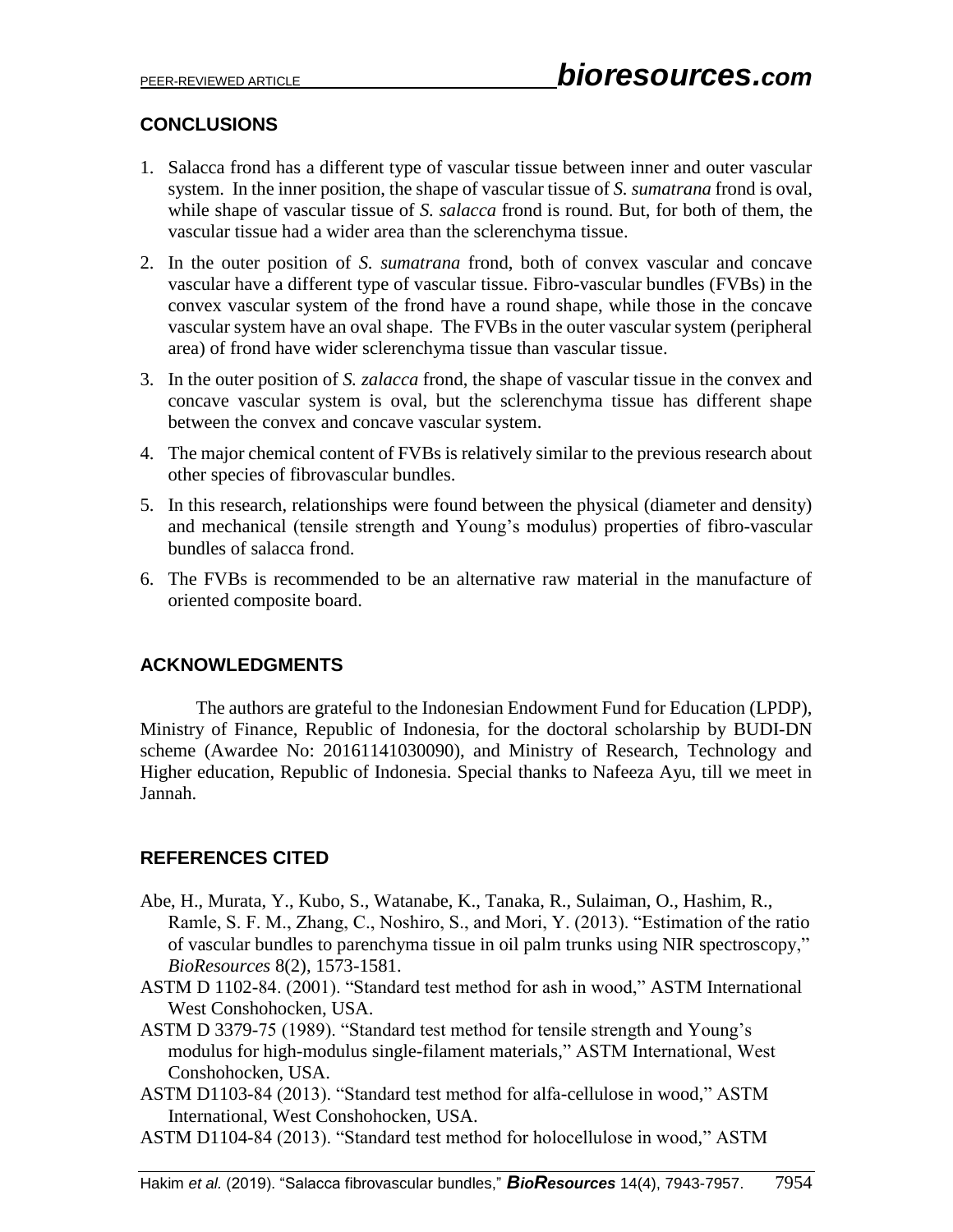## CONCLUSIONS

1. Salacca frond has a different type of vascular tissue between inner and outer vascular system. In the inner position, the shape of vascular tissue of *S. sumatrana* frond is oval, while shape of vascular tissue of *S. salacca* frond is round. But, for both of them, the vascular tissue had a wider area than the sclerenchyma tissue.
2. In the outer position of *S. sumatrana* frond, both of convex vascular and concave vascular have a different type of vascular tissue. Fibro-vascular bundles (FVBs) in the convex vascular system of the frond have a round shape, while those in the concave vascular system have an oval shape. The FVBs in the outer vascular system (peripheral area) of frond have wider sclerenchyma tissue than vascular tissue.
3. In the outer position of *S. zalacca* frond, the shape of vascular tissue in the convex and concave vascular system is oval, but the sclerenchyma tissue has different shape between the convex and concave vascular system.
4. The major chemical content of FVBs is relatively similar to the previous research about other species of fibrovascular bundles.
5. In this research, relationships were found between the physical (diameter and density) and mechanical (tensile strength and Young's modulus) properties of fibro-vascular bundles of salacca frond.
6. The FVBs is recommended to be an alternative raw material in the manufacture of oriented composite board.

## ACKNOWLEDGMENTS

The authors are grateful to the Indonesian Endowment Fund for Education (LPDP), Ministry of Finance, Republic of Indonesia, for the doctoral scholarship by BUDI-DN scheme (Awardee No: 20161141030090), and Ministry of Research, Technology and Higher education, Republic of Indonesia. Special thanks to Nafeeza Ayu, till we meet in Jannah.

## REFERENCES CITED

Abe, H., Murata, Y., Kubo, S., Watanabe, K., Tanaka, R., Sulaiman, O., Hashim, R., Ramle, S. F. M., Zhang, C., Noshiro, S., and Mori, Y. (2013). "Estimation of the ratio of vascular bundles to parenchyma tissue in oil palm trunks using NIR spectroscopy," *BioResources* 8(2), 1573-1581.

ASTM D 1102-84. (2001). "Standard test method for ash in wood," ASTM International West Conshohocken, USA.

ASTM D 3379-75 (1989). "Standard test method for tensile strength and Young's modulus for high-modulus single-filament materials," ASTM International, West Conshohocken, USA.

ASTM D1103-84 (2013). "Standard test method for alfa-cellulose in wood," ASTM International, West Conshohocken, USA.

ASTM D1104-84 (2013). "Standard test method for holocellulose in wood," ASTM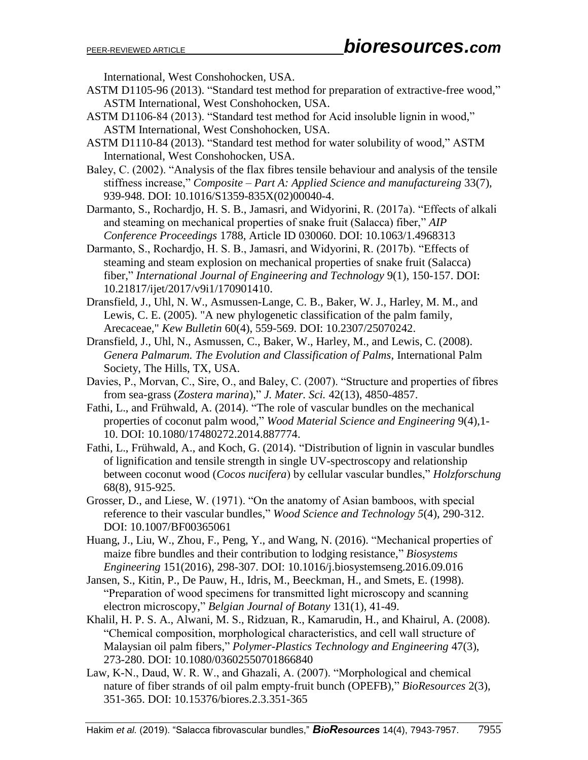International, West Conshohocken, USA.

ASTM D1105-96 (2013). "Standard test method for preparation of extractive-free wood," ASTM International, West Conshohocken, USA.

ASTM D1106-84 (2013). "Standard test method for Acid insoluble lignin in wood," ASTM International, West Conshohocken, USA.

ASTM D1110-84 (2013). "Standard test method for water solubility of wood," ASTM International, West Conshohocken, USA.

Baley, C. (2002). "Analysis of the flax fibres tensile behaviour and analysis of the tensile stiffness increase," *Composite – Part A: Applied Science and manufactureing* 33(7), 939-948. DOI: 10.1016/S1359-835X(02)00040-4.

Darmanto, S., Rochardjo, H. S. B., Jamasri, and Widyorini, R. (2017a). "Effects of alkali and steaming on mechanical properties of snake fruit (Salacca) fiber," *AIP Conference Proceedings* 1788, Article ID 030060. DOI: 10.1063/1.4968313

Darmanto, S., Rochardjo, H. S. B., Jamasri, and Widyorini, R. (2017b). "Effects of steaming and steam explosion on mechanical properties of snake fruit (Salacca) fiber," *International Journal of Engineering and Technology* 9(1), 150-157. DOI: 10.21817/ijet/2017/v9i1/170901410.

Dransfield, J., Uhl, N. W., Asmussen-Lange, C. B., Baker, W. J., Harley, M. M., and Lewis, C. E. (2005). "A new phylogenetic classification of the palm family, Arecaceae," *Kew Bulletin* 60(4), 559-569. DOI: 10.2307/25070242.

Dransfield, J., Uhl, N., Asmussen, C., Baker, W., Harley, M., and Lewis, C. (2008). *Genera Palmarum. The Evolution and Classification of Palms*, International Palm Society, The Hills, TX, USA.

Davies, P., Morvan, C., Sire, O., and Baley, C. (2007). "Structure and properties of fibres from sea-grass (*Zostera marina*)," *J. Mater. Sci.* 42(13), 4850-4857.

Fathi, L., and Frühwald, A. (2014). "The role of vascular bundles on the mechanical properties of coconut palm wood," *Wood Material Science and Engineering* 9(4),1-10. DOI: 10.1080/17480272.2014.887774.

Fathi, L., Frühwald, A., and Koch, G. (2014). "Distribution of lignin in vascular bundles of lignification and tensile strength in single UV-spectroscopy and relationship between coconut wood (*Cocos nucifera*) by cellular vascular bundles," *Holzforschung* 68(8), 915-925.

Grosser, D., and Liese, W. (1971). "On the anatomy of Asian bamboos, with special reference to their vascular bundles," *Wood Science and Technology 5*(4), 290-312. DOI: 10.1007/BF00365061

Huang, J., Liu, W., Zhou, F., Peng, Y., and Wang, N. (2016). "Mechanical properties of maize fibre bundles and their contribution to lodging resistance," *Biosystems Engineering* 151(2016), 298-307. DOI: 10.1016/j.biosystemseng.2016.09.016

Jansen, S., Kitin, P., De Pauw, H., Idris, M., Beeckman, H., and Smets, E. (1998). "Preparation of wood specimens for transmitted light microscopy and scanning electron microscopy," *Belgian Journal of Botany* 131(1), 41-49.

Khalil, H. P. S. A., Alwani, M. S., Ridzuan, R., Kamarudin, H., and Khairul, A. (2008). "Chemical composition, morphological characteristics, and cell wall structure of Malaysian oil palm fibers," *Polymer-Plastics Technology and Engineering* 47(3), 273-280. DOI: 10.1080/03602550701866840

Law, K-N., Daud, W. R. W., and Ghazali, A. (2007). "Morphological and chemical nature of fiber strands of oil palm empty-fruit bunch (OPEFB)," *BioResources* 2(3), 351-365. DOI: 10.15376/biores.2.3.351-365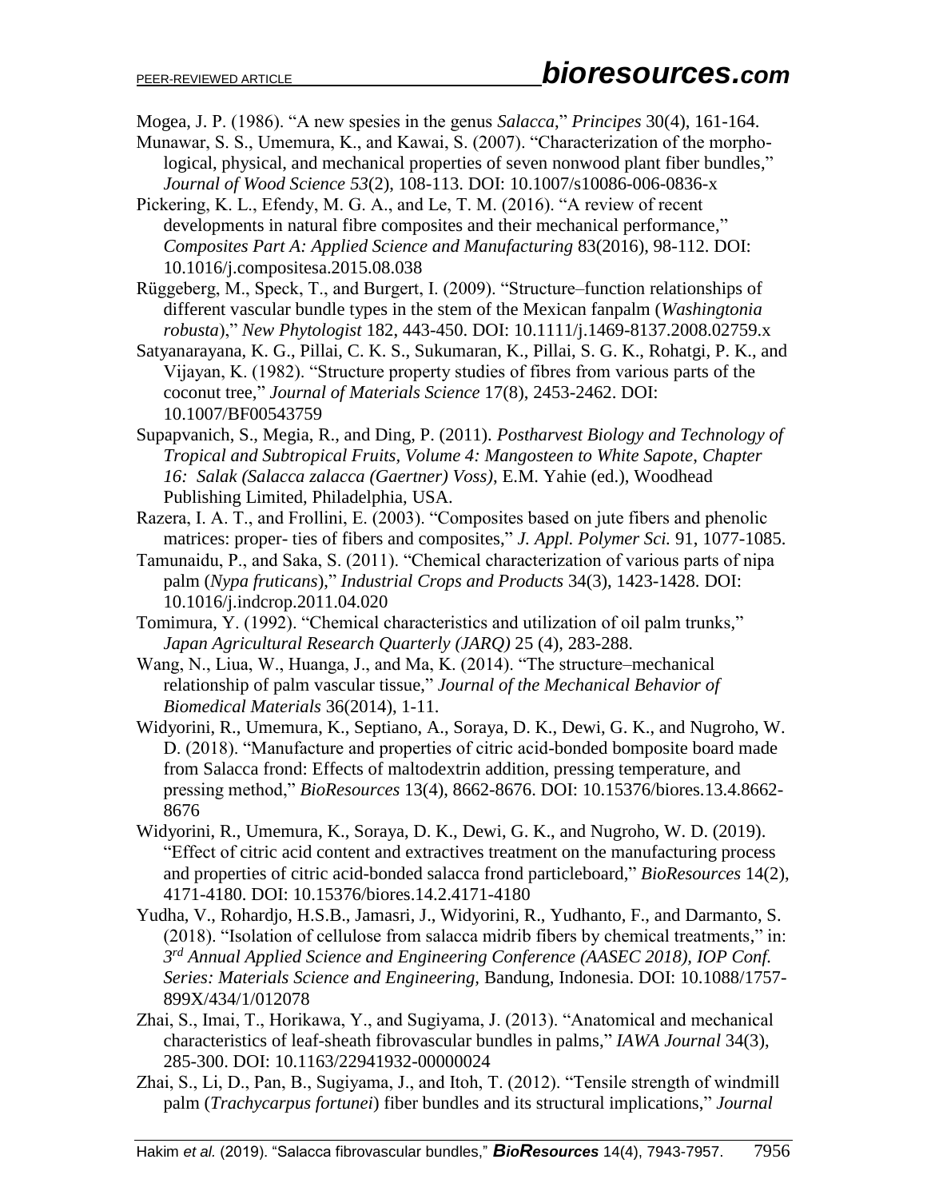Mogea, J. P. (1986). "A new spesies in the genus *Salacca*," *Principes* 30(4), 161-164.

Munawar, S. S., Umemura, K., and Kawai, S. (2007). "Characterization of the morphological, physical, and mechanical properties of seven nonwood plant fiber bundles," *Journal of Wood Science 53*(2), 108-113. DOI: 10.1007/s10086-006-0836-x

Pickering, K. L., Efendy, M. G. A., and Le, T. M. (2016). "A review of recent developments in natural fibre composites and their mechanical performance," *Composites Part A: Applied Science and Manufacturing* 83(2016), 98-112. DOI: 10.1016/j.compositesa.2015.08.038

Rüggeberg, M., Speck, T., and Burgert, I. (2009). "Structure–function relationships of different vascular bundle types in the stem of the Mexican fanpalm (*Washingtonia robusta*)," *New Phytologist* 182, 443-450. DOI: 10.1111/j.1469-8137.2008.02759.x

Satyanarayana, K. G., Pillai, C. K. S., Sukumaran, K., Pillai, S. G. K., Rohatgi, P. K., and Vijayan, K. (1982). "Structure property studies of fibres from various parts of the coconut tree," *Journal of Materials Science* 17(8), 2453-2462. DOI: 10.1007/BF00543759

Supapvanich, S., Megia, R., and Ding, P. (2011). *Postharvest Biology and Technology of Tropical and Subtropical Fruits, Volume 4: Mangosteen to White Sapote*, *Chapter 16: Salak (Salacca zalacca (Gaertner) Voss)*, E.M. Yahie (ed.), Woodhead Publishing Limited, Philadelphia, USA.

Razera, I. A. T., and Frollini, E. (2003). "Composites based on jute fibers and phenolic matrices: proper- ties of fibers and composites," *J. Appl. Polymer Sci.* 91, 1077-1085.

Tamunaidu, P., and Saka, S. (2011). "Chemical characterization of various parts of nipa palm (*Nypa fruticans*)," *Industrial Crops and Products* 34(3), 1423-1428. DOI: 10.1016/j.indcrop.2011.04.020

Tomimura, Y. (1992). "Chemical characteristics and utilization of oil palm trunks," *Japan Agricultural Research Quarterly (JARQ)* 25 (4), 283-288.

Wang, N., Liua, W., Huanga, J., and Ma, K. (2014). "The structure–mechanical relationship of palm vascular tissue," *Journal of the Mechanical Behavior of Biomedical Materials* 36(2014), 1-11.

Widyorini, R., Umemura, K., Septiano, A., Soraya, D. K., Dewi, G. K., and Nugroho, W. D. (2018). "Manufacture and properties of citric acid-bonded bomposite board made from Salacca frond: Effects of maltodextrin addition, pressing temperature, and pressing method," *BioResources* 13(4), 8662-8676. DOI: 10.15376/biores.13.4.8662-8676

Widyorini, R., Umemura, K., Soraya, D. K., Dewi, G. K., and Nugroho, W. D. (2019). "Effect of citric acid content and extractives treatment on the manufacturing process and properties of citric acid-bonded salacca frond particleboard," *BioResources* 14(2), 4171-4180. DOI: 10.15376/biores.14.2.4171-4180

Yudha, V., Rohardjo, H.S.B., Jamasri, J., Widyorini, R., Yudhanto, F., and Darmanto, S. (2018). "Isolation of cellulose from salacca midrib fibers by chemical treatments," in: *3rd Annual Applied Science and Engineering Conference (AASEC 2018), IOP Conf. Series: Materials Science and Engineering*, Bandung, Indonesia. DOI: 10.1088/1757-899X/434/1/012078

Zhai, S., Imai, T., Horikawa, Y., and Sugiyama, J. (2013). "Anatomical and mechanical characteristics of leaf-sheath fibrovascular bundles in palms," *IAWA Journal* 34(3), 285-300. DOI: 10.1163/22941932-00000024

Zhai, S., Li, D., Pan, B., Sugiyama, J., and Itoh, T. (2012). "Tensile strength of windmill palm (*Trachycarpus fortunei*) fiber bundles and its structural implications," *Journal*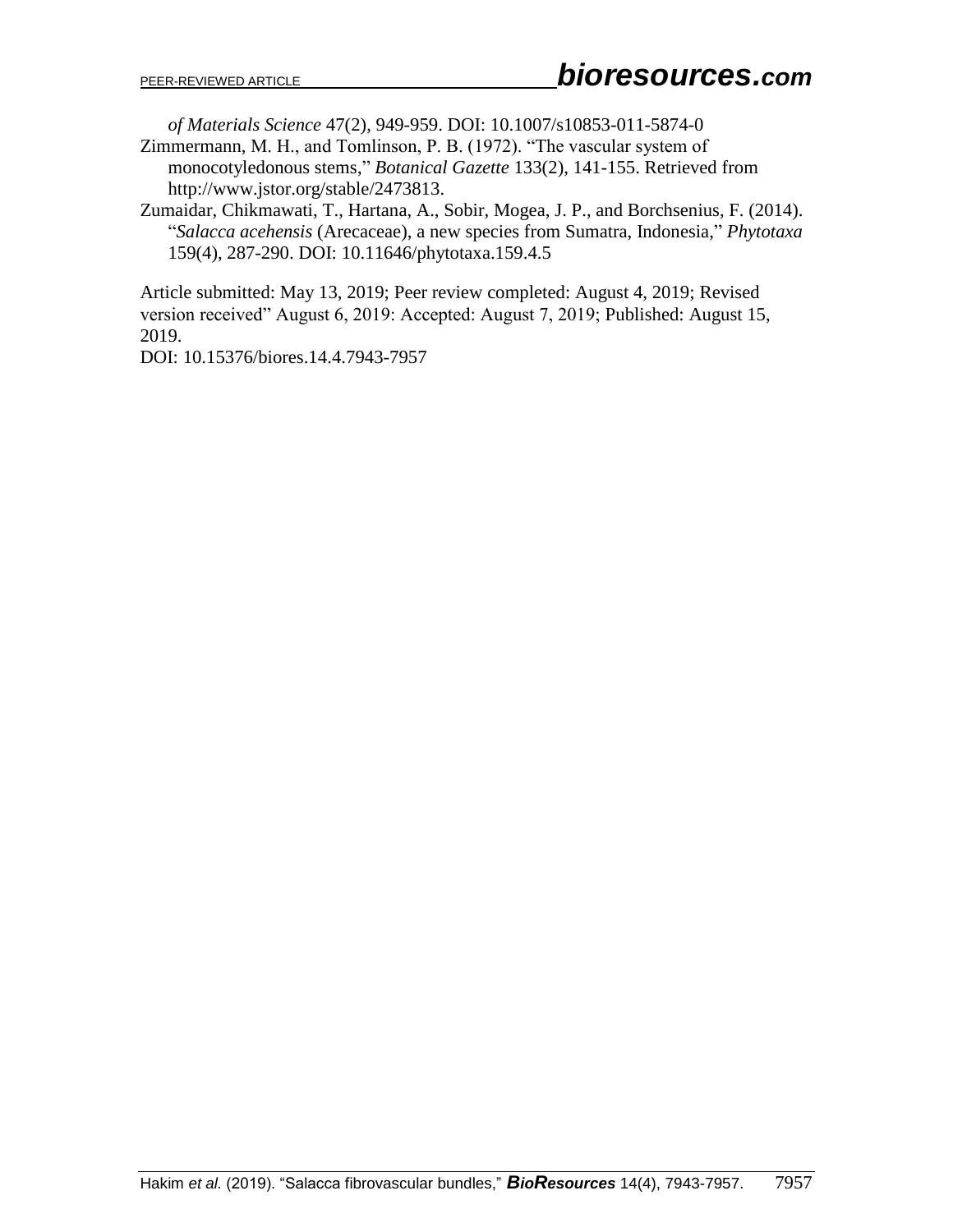*of Materials Science* 47(2), 949-959. DOI: 10.1007/s10853-011-5874-0

Zimmermann, M. H., and Tomlinson, P. B. (1972). "The vascular system of monocotyledonous stems," *Botanical Gazette* 133(2), 141-155. Retrieved from http://www.jstor.org/stable/2473813.

Zumaidar, Chikmawati, T., Hartana, A., Sobir, Mogea, J. P., and Borchsenius, F. (2014). "*Salacca acehensis* (Arecaceae), a new species from Sumatra, Indonesia," *Phytotaxa* 159(4), 287-290. DOI: 10.11646/phytotaxa.159.4.5

Article submitted: May 13, 2019; Peer review completed: August 4, 2019; Revised version received" August 6, 2019: Accepted: August 7, 2019; Published: August 15, 2019.

DOI: 10.15376/biores.14.4.7943-7957